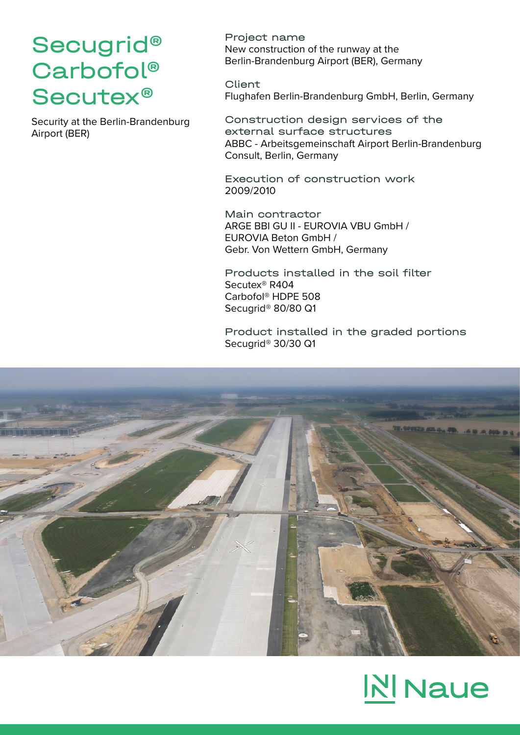# Secugrid® Carbofol® Secutex®

Security at the Berlin-Brandenburg Airport (BER)

**Project name**
New construction of the runway at the Berlin-Brandenburg Airport (BER), Germany

**Client**
Flughafen Berlin-Brandenburg GmbH, Berlin, Germany

**Construction design services of the external surface structures**
ABBC - Arbeitsgemeinschaft Airport Berlin-Brandenburg Consult, Berlin, Germany

**Execution of construction work**
2009/2010

**Main contractor**
ARGE BBI GU II - EUROVIA VBU GmbH / EUROVIA Beton GmbH / Gebr. Von Wettern GmbH, Germany

**Products installed in the soil filter**
Secutex® R404
Carbofol® HDPE 508
Secugrid® 80/80 Q1

**Product installed in the graded portions**
Secugrid® 30/30 Q1

Naue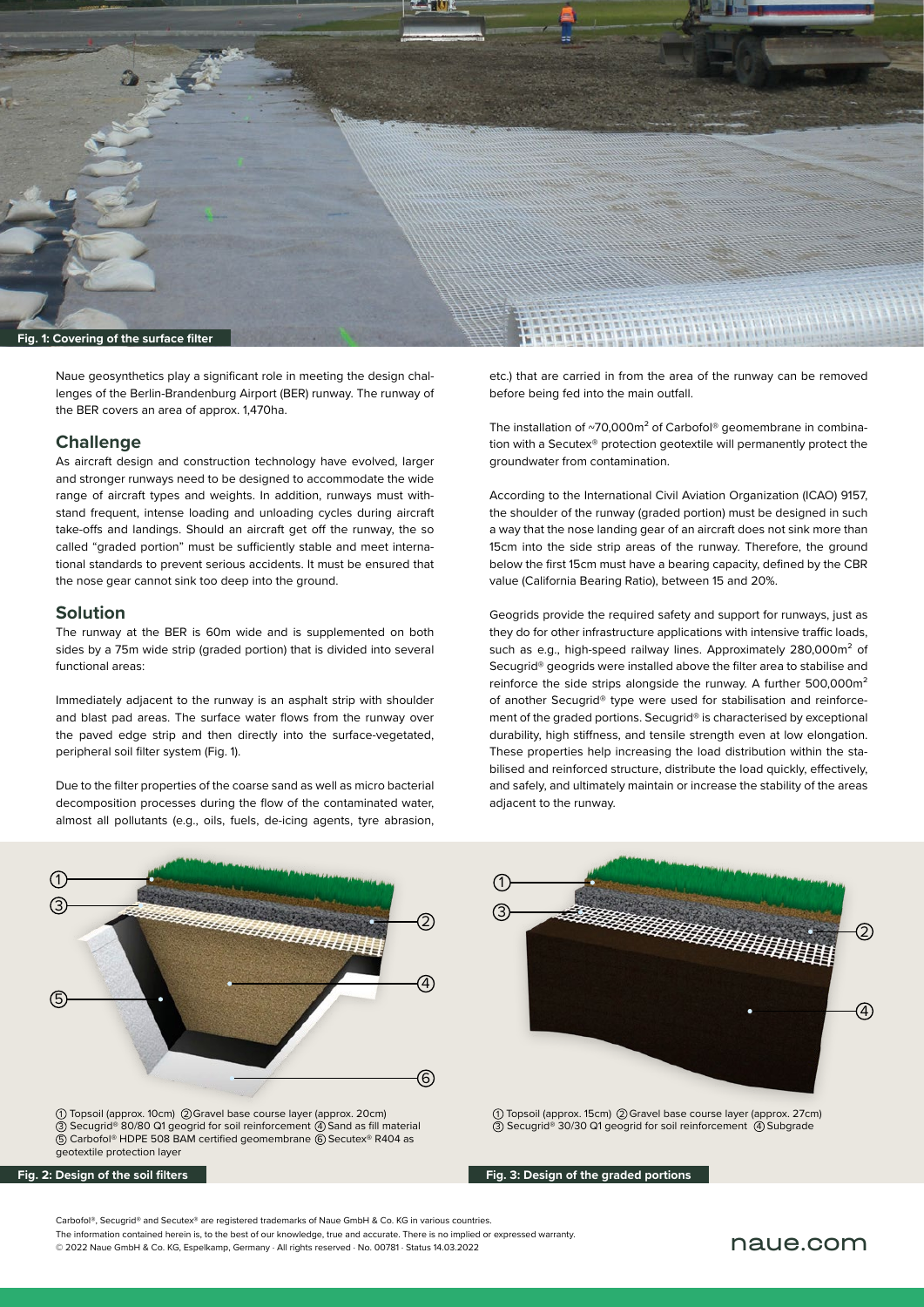Fig. 1: Covering of the surface filter

Naue geosynthetics play a significant role in meeting the design challenges of the Berlin-Brandenburg Airport (BER) runway. The runway of the BER covers an area of approx. 1,470ha.

## Challenge

As aircraft design and construction technology have evolved, larger and stronger runways need to be designed to accommodate the wide range of aircraft types and weights. In addition, runways must withstand frequent, intense loading and unloading cycles during aircraft take-offs and landings. Should an aircraft get off the runway, the so called "graded portion" must be sufficiently stable and meet international standards to prevent serious accidents. It must be ensured that the nose gear cannot sink too deep into the ground.

## Solution

The runway at the BER is 60m wide and is supplemented on both sides by a 75m wide strip (graded portion) that is divided into several functional areas:

Immediately adjacent to the runway is an asphalt strip with shoulder and blast pad areas. The surface water flows from the runway over the paved edge strip and then directly into the surface-vegetated, peripheral soil filter system (Fig. 1).

Due to the filter properties of the coarse sand as well as micro bacterial decomposition processes during the flow of the contaminated water, almost all pollutants (e.g., oils, fuels, de-icing agents, tyre abrasion, etc.) that are carried in from the area of the runway can be removed before being fed into the main outfall.

The installation of ~70,000m² of Carbofol® geomembrane in combination with a Secutex® protection geotextile will permanently protect the groundwater from contamination.

According to the International Civil Aviation Organization (ICAO) 9157, the shoulder of the runway (graded portion) must be designed in such a way that the nose landing gear of an aircraft does not sink more than 15cm into the side strip areas of the runway. Therefore, the ground below the first 15cm must have a bearing capacity, defined by the CBR value (California Bearing Ratio), between 15 and 20%.

Geogrids provide the required safety and support for runways, just as they do for other infrastructure applications with intensive traffic loads, such as e.g., high-speed railway lines. Approximately 280,000m² of Secugrid® geogrids were installed above the filter area to stabilise and reinforce the side strips alongside the runway. A further 500,000m² of another Secugrid® type were used for stabilisation and reinforcement of the graded portions. Secugrid® is characterised by exceptional durability, high stiffness, and tensile strength even at low elongation. These properties help increasing the load distribution within the stabilised and reinforced structure, distribute the load quickly, effectively, and safely, and ultimately maintain or increase the stability of the areas adjacent to the runway.

① Topsoil (approx. 10cm) ② Gravel base course layer (approx. 20cm) ③ Secugrid® 80/80 Q1 geogrid for soil reinforcement ④ Sand as fill material ⑤ Carbofol® HDPE 508 BAM certified geomembrane ⑥ Secutex® R404 as geotextile protection layer

Fig. 2: Design of the soil filters

① Topsoil (approx. 15cm) ② Gravel base course layer (approx. 27cm) ③ Secugrid® 30/30 Q1 geogrid for soil reinforcement ④ Subgrade

Fig. 3: Design of the graded portions

Carbofol®, Secugrid® and Secutex® are registered trademarks of Naue GmbH & Co. KG in various countries.
The information contained herein is, to the best of our knowledge, true and accurate. There is no implied or expressed warranty.
© 2022 Naue GmbH & Co. KG, Espelkamp, Germany · All rights reserved · No. 00781 · Status 14.03.2022

naue.com